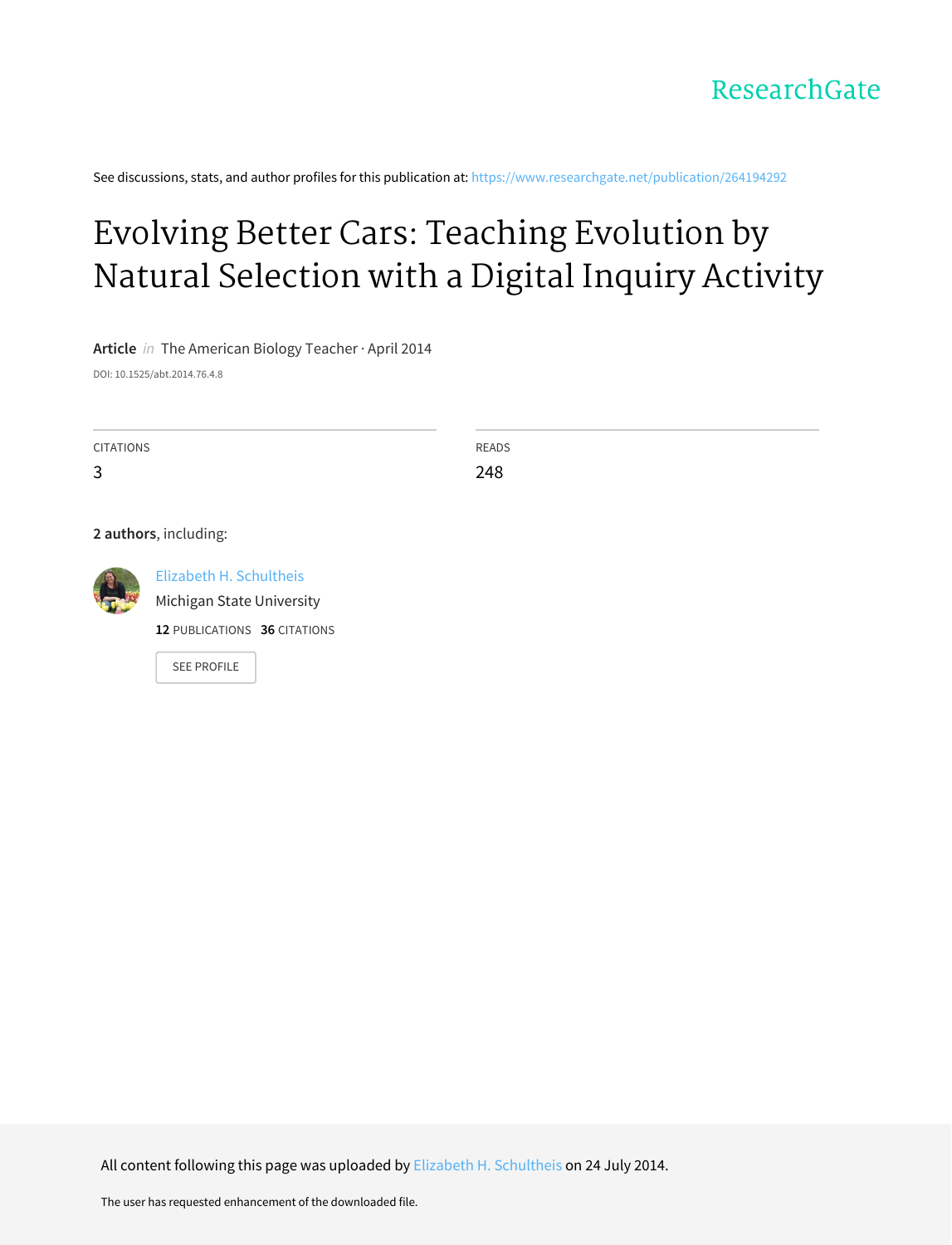ResearchGate

See discussions, stats, and author profiles for this publication at: https://www.researchgate.net/publication/264194292

# Evolving Better Cars: Teaching Evolution by Natural Selection with a Digital Inquiry Activity

**Article** *in* The American Biology Teacher · April 2014

DOI: 10.1525/abt.2014.76.4.8

| CITATIONS | READS |
| --- | --- |
| 3 | 248 |

**2 authors**, including:

Elizabeth H. Schultheis
Michigan State University
**12** PUBLICATIONS **36** CITATIONS

SEE PROFILE

All content following this page was uploaded by Elizabeth H. Schultheis on 24 July 2014.

The user has requested enhancement of the downloaded file.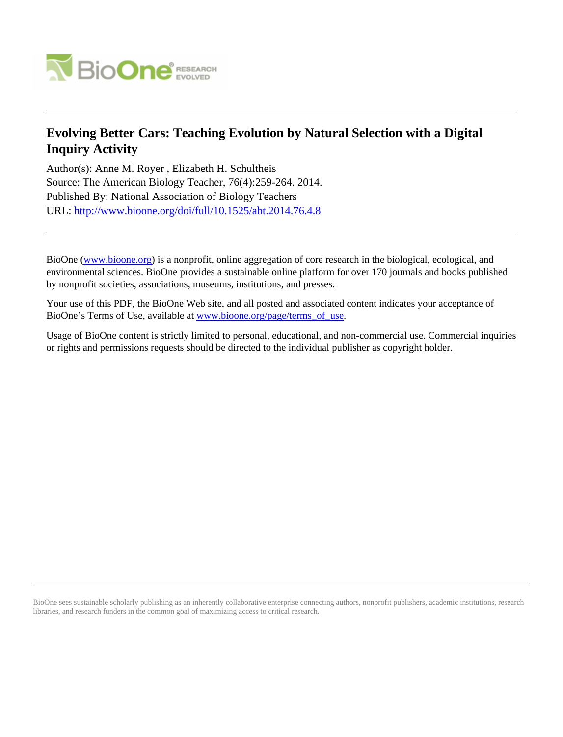# Evolving Better Cars: Teaching Evolution by Natural Selection with a Digital Inquiry Activity

Author(s): Anne M. Royer , Elizabeth H. Schultheis

Source: The American Biology Teacher, 76(4):259-264. 2014.

Published By: National Association of Biology Teachers

URL: http://www.bioone.org/doi/full/10.1525/abt.2014.76.4.8

BioOne (www.bioone.org) is a nonprofit, online aggregation of core research in the biological, ecological, and environmental sciences. BioOne provides a sustainable online platform for over 170 journals and books published by nonprofit societies, associations, museums, institutions, and presses.

Your use of this PDF, the BioOne Web site, and all posted and associated content indicates your acceptance of BioOne's Terms of Use, available at www.bioone.org/page/terms_of_use.

Usage of BioOne content is strictly limited to personal, educational, and non-commercial use. Commercial inquiries or rights and permissions requests should be directed to the individual publisher as copyright holder.

BioOne sees sustainable scholarly publishing as an inherently collaborative enterprise connecting authors, nonprofit publishers, academic institutions, research libraries, and research funders in the common goal of maximizing access to critical research.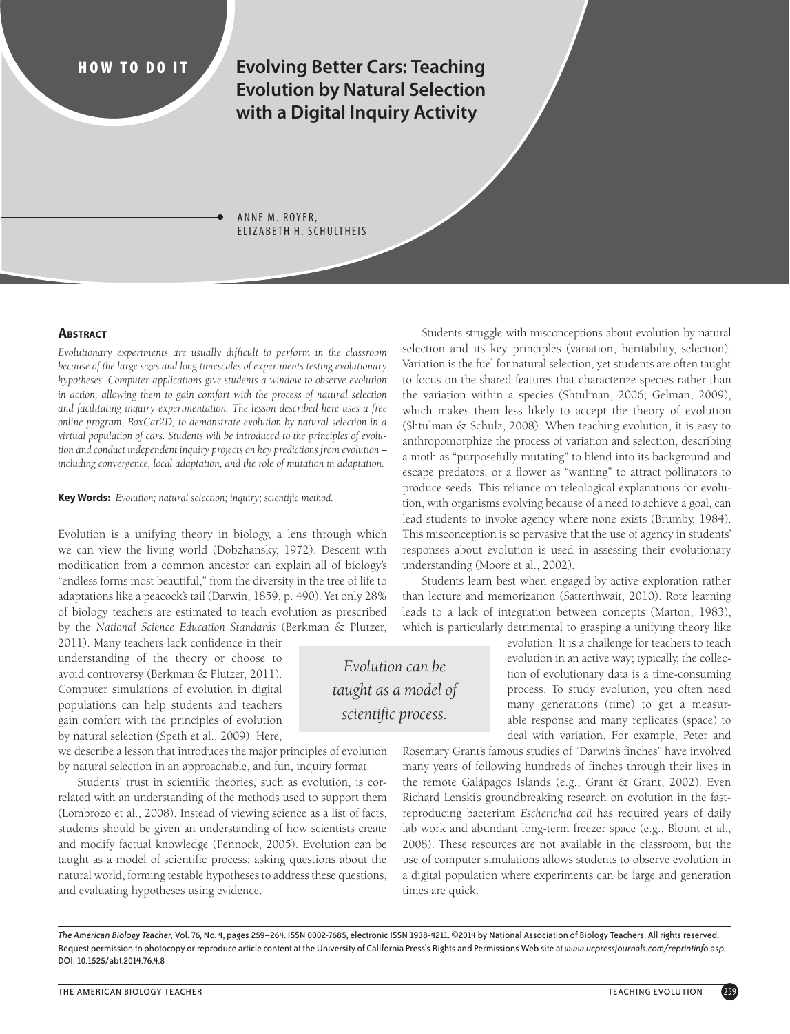HOW TO DO IT

# Evolving Better Cars: Teaching Evolution by Natural Selection with a Digital Inquiry Activity

ANNE M. ROYER, ELIZABETH H. SCHULTHEIS

## Abstract

*Evolutionary experiments are usually difficult to perform in the classroom because of the large sizes and long timescales of experiments testing evolutionary hypotheses. Computer applications give students a window to observe evolution in action, allowing them to gain comfort with the process of natural selection and facilitating inquiry experimentation. The lesson described here uses a free online program, BoxCar2D, to demonstrate evolution by natural selection in a virtual population of cars. Students will be introduced to the principles of evolution and conduct independent inquiry projects on key predictions from evolution – including convergence, local adaptation, and the role of mutation in adaptation.*

**Key Words:** *Evolution; natural selection; inquiry; scientific method.*

Evolution is a unifying theory in biology, a lens through which we can view the living world (Dobzhansky, 1972). Descent with modification from a common ancestor can explain all of biology's "endless forms most beautiful," from the diversity in the tree of life to adaptations like a peacock's tail (Darwin, 1859, p. 490). Yet only 28% of biology teachers are estimated to teach evolution as prescribed by the *National Science Education Standards* (Berkman & Plutzer, 2011). Many teachers lack confidence in their understanding of the theory or choose to avoid controversy (Berkman & Plutzer, 2011). Computer simulations of evolution in digital populations can help students and teachers gain comfort with the principles of evolution by natural selection (Speth et al., 2009). Here, we describe a lesson that introduces the major principles of evolution by natural selection in an approachable, and fun, inquiry format.

Students' trust in scientific theories, such as evolution, is correlated with an understanding of the methods used to support them (Lombrozo et al., 2008). Instead of viewing science as a list of facts, students should be given an understanding of how scientists create and modify factual knowledge (Pennock, 2005). Evolution can be taught as a model of scientific process: asking questions about the natural world, forming testable hypotheses to address these questions, and evaluating hypotheses using evidence.

> *Evolution can be taught as a model of scientific process.*

Students struggle with misconceptions about evolution by natural selection and its key principles (variation, heritability, selection). Variation is the fuel for natural selection, yet students are often taught to focus on the shared features that characterize species rather than the variation within a species (Shtulman, 2006; Gelman, 2009), which makes them less likely to accept the theory of evolution (Shtulman & Schulz, 2008). When teaching evolution, it is easy to anthropomorphize the process of variation and selection, describing a moth as "purposefully mutating" to blend into its background and escape predators, or a flower as "wanting" to attract pollinators to produce seeds. This reliance on teleological explanations for evolution, with organisms evolving because of a need to achieve a goal, can lead students to invoke agency where none exists (Brumby, 1984). This misconception is so pervasive that the use of agency in students' responses about evolution is used in assessing their evolutionary understanding (Moore et al., 2002).

Students learn best when engaged by active exploration rather than lecture and memorization (Satterthwait, 2010). Rote learning leads to a lack of integration between concepts (Marton, 1983), which is particularly detrimental to grasping a unifying theory like evolution. It is a challenge for teachers to teach evolution in an active way; typically, the collection of evolutionary data is a time-consuming process. To study evolution, you often need many generations (time) to get a measurable response and many replicates (space) to deal with variation. For example, Peter and Rosemary Grant's famous studies of "Darwin's finches" have involved many years of following hundreds of finches through their lives in the remote Galápagos Islands (e.g., Grant & Grant, 2002). Even Richard Lenski's groundbreaking research on evolution in the fast-reproducing bacterium *Escherichia coli* has required years of daily lab work and abundant long-term freezer space (e.g., Blount et al., 2008). These resources are not available in the classroom, but the use of computer simulations allows students to observe evolution in a digital population where experiments can be large and generation times are quick.

*The American Biology Teacher*, Vol. 76, No. 4, pages 259–264. ISSN 0002-7685, electronic ISSN 1938-4211. ©2014 by National Association of Biology Teachers. All rights reserved. Request permission to photocopy or reproduce article content at the University of California Press's Rights and Permissions Web site at *www.ucpressjournals.com/reprintinfo.asp*. DOI: 10.1525/abt.2014.76.4.8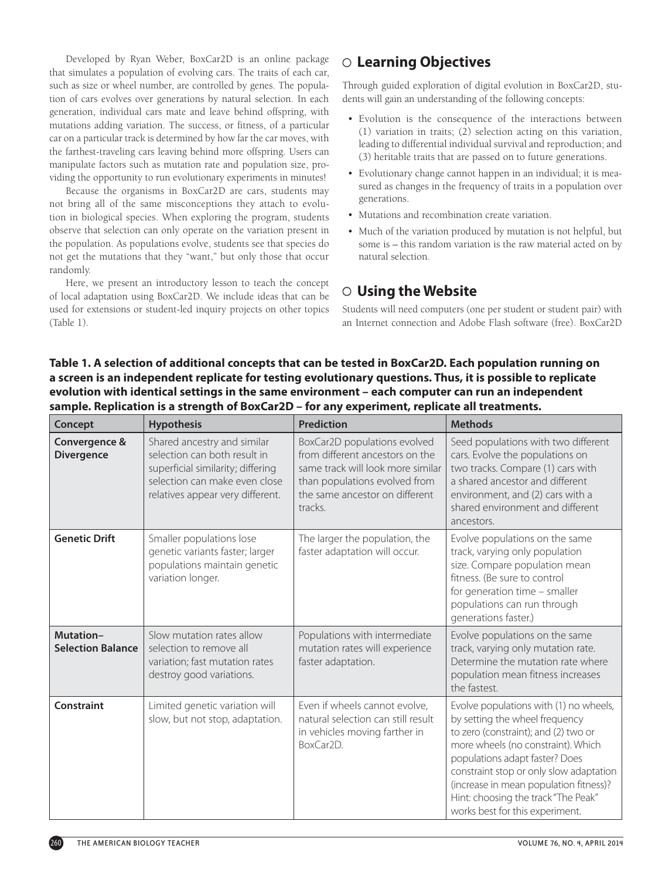Developed by Ryan Weber, BoxCar2D is an online package that simulates a population of evolving cars. The traits of each car, such as size or wheel number, are controlled by genes. The population of cars evolves over generations by natural selection. In each generation, individual cars mate and leave behind offspring, with mutations adding variation. The success, or fitness, of a particular car on a particular track is determined by how far the car moves, with the farthest-traveling cars leaving behind more offspring. Users can manipulate factors such as mutation rate and population size, providing the opportunity to run evolutionary experiments in minutes!

Because the organisms in BoxCar2D are cars, students may not bring all of the same misconceptions they attach to evolution in biological species. When exploring the program, students observe that selection can only operate on the variation present in the population. As populations evolve, students see that species do not get the mutations that they "want," but only those that occur randomly.

Here, we present an introductory lesson to teach the concept of local adaptation using BoxCar2D. We include ideas that can be used for extensions or student-led inquiry projects on other topics (Table 1).

## ○ Learning Objectives

Through guided exploration of digital evolution in BoxCar2D, students will gain an understanding of the following concepts:

- Evolution is the consequence of the interactions between (1) variation in traits; (2) selection acting on this variation, leading to differential individual survival and reproduction; and (3) heritable traits that are passed on to future generations.
- Evolutionary change cannot happen in an individual; it is measured as changes in the frequency of traits in a population over generations.
- Mutations and recombination create variation.
- Much of the variation produced by mutation is not helpful, but some is – this random variation is the raw material acted on by natural selection.

## ○ Using the Website

Students will need computers (one per student or student pair) with an Internet connection and Adobe Flash software (free). BoxCar2D

**Table 1. A selection of additional concepts that can be tested in BoxCar2D. Each population running on a screen is an independent replicate for testing evolutionary questions. Thus, it is possible to replicate evolution with identical settings in the same environment – each computer can run an independent sample. Replication is a strength of BoxCar2D – for any experiment, replicate all treatments.**

| Concept | Hypothesis | Prediction | Methods |
|---|---|---|---|
| **Convergence & Divergence** | Shared ancestry and similar selection can both result in superficial similarity; differing selection can make even close relatives appear very different. | BoxCar2D populations evolved from different ancestors on the same track will look more similar than populations evolved from the same ancestor on different tracks. | Seed populations with two different cars. Evolve the populations on two tracks. Compare (1) cars with a shared ancestor and different environment, and (2) cars with a shared environment and different ancestors. |
| **Genetic Drift** | Smaller populations lose genetic variants faster; larger populations maintain genetic variation longer. | The larger the population, the faster adaptation will occur. | Evolve populations on the same track, varying only population size. Compare population mean fitness. (Be sure to control for generation time – smaller populations can run through generations faster.) |
| **Mutation–Selection Balance** | Slow mutation rates allow selection to remove all variation; fast mutation rates destroy good variations. | Populations with intermediate mutation rates will experience faster adaptation. | Evolve populations on the same track, varying only mutation rate. Determine the mutation rate where population mean fitness increases the fastest. |
| **Constraint** | Limited genetic variation will slow, but not stop, adaptation. | Even if wheels cannot evolve, natural selection can still result in vehicles moving farther in BoxCar2D. | Evolve populations with (1) no wheels, by setting the wheel frequency to zero (constraint); and (2) two or more wheels (no constraint). Which populations adapt faster? Does constraint stop or only slow adaptation (increase in mean population fitness)? Hint: choosing the track "The Peak" works best for this experiment. |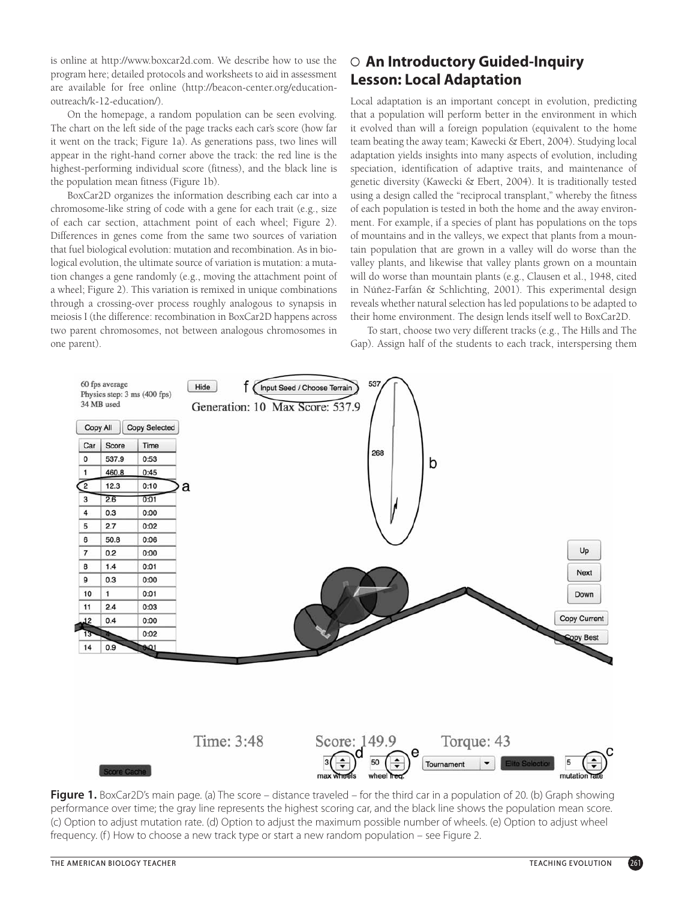is online at http://www.boxcar2d.com. We describe how to use the program here; detailed protocols and worksheets to aid in assessment are available for free online (http://beacon-center.org/education-outreach/k-12-education/).

On the homepage, a random population can be seen evolving. The chart on the left side of the page tracks each car's score (how far it went on the track; Figure 1a). As generations pass, two lines will appear in the right-hand corner above the track: the red line is the highest-performing individual score (fitness), and the black line is the population mean fitness (Figure 1b).

BoxCar2D organizes the information describing each car into a chromosome-like string of code with a gene for each trait (e.g., size of each car section, attachment point of each wheel; Figure 2). Differences in genes come from the same two sources of variation that fuel biological evolution: mutation and recombination. As in biological evolution, the ultimate source of variation is mutation: a mutation changes a gene randomly (e.g., moving the attachment point of a wheel; Figure 2). This variation is remixed in unique combinations through a crossing-over process roughly analogous to synapsis in meiosis I (the difference: recombination in BoxCar2D happens across two parent chromosomes, not between analogous chromosomes in one parent).

## ○ An Introductory Guided-Inquiry Lesson: Local Adaptation

Local adaptation is an important concept in evolution, predicting that a population will perform better in the environment in which it evolved than will a foreign population (equivalent to the home team beating the away team; Kawecki & Ebert, 2004). Studying local adaptation yields insights into many aspects of evolution, including speciation, identification of adaptive traits, and maintenance of genetic diversity (Kawecki & Ebert, 2004). It is traditionally tested using a design called the "reciprocal transplant," whereby the fitness of each population is tested in both the home and the away environment. For example, if a species of plant has populations on the tops of mountains and in the valleys, we expect that plants from a mountain population that are grown in a valley will do worse than the valley plants, and likewise that valley plants grown on a mountain will do worse than mountain plants (e.g., Clausen et al., 1948, cited in Núñez-Farfán & Schlichting, 2001). This experimental design reveals whether natural selection has led populations to be adapted to their home environment. The design lends itself well to BoxCar2D.

To start, choose two very different tracks (e.g., The Hills and The Gap). Assign half of the students to each track, interspersing them

**Figure 1.** BoxCar2D's main page. (a) The score – distance traveled – for the third car in a population of 20. (b) Graph showing performance over time; the gray line represents the highest scoring car, and the black line shows the population mean score. (c) Option to adjust mutation rate. (d) Option to adjust the maximum possible number of wheels. (e) Option to adjust wheel frequency. (f) How to choose a new track type or start a new random population – see Figure 2.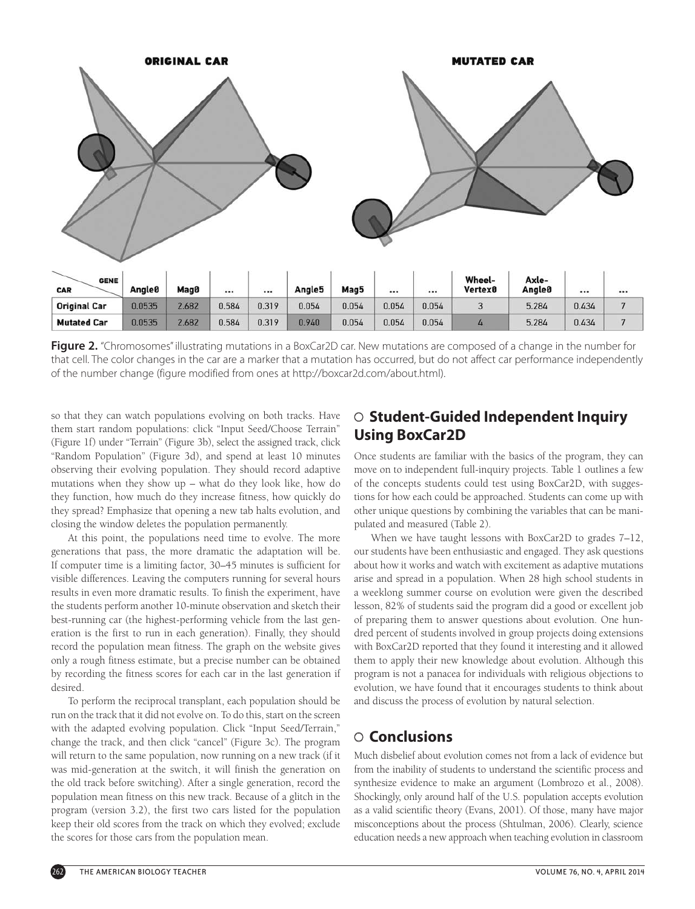**ORIGINAL CAR** **MUTATED CAR**

| CAR \ GENE | Angle0 | Mag0 | ... | ... | Angle5 | Mag5 | ... | ... | Wheel-Vertex0 | Axle-Angle0 | ... | ... |
|---|---|---|---|---|---|---|---|---|---|---|---|---|
| **Original Car** | 0.0535 | 2.682 | 0.584 | 0.319 | 0.054 | 0.054 | 0.054 | 0.054 | 3 | 5.284 | 0.434 | 7 |
| **Mutated Car** | 0.0535 | 2.682 | 0.584 | 0.319 | 0.940 | 0.054 | 0.054 | 0.054 | 4 | 5.284 | 0.434 | 7 |

**Figure 2.** "Chromosomes" illustrating mutations in a BoxCar2D car. New mutations are composed of a change in the number for that cell. The color changes in the car are a marker that a mutation has occurred, but do not affect car performance independently of the number change (figure modified from ones at http://boxcar2d.com/about.html).

so that they can watch populations evolving on both tracks. Have them start random populations: click "Input Seed/Choose Terrain" (Figure 1f) under "Terrain" (Figure 3b), select the assigned track, click "Random Population" (Figure 3d), and spend at least 10 minutes observing their evolving population. They should record adaptive mutations when they show up – what do they look like, how do they function, how much do they increase fitness, how quickly do they spread? Emphasize that opening a new tab halts evolution, and closing the window deletes the population permanently.

At this point, the populations need time to evolve. The more generations that pass, the more dramatic the adaptation will be. If computer time is a limiting factor, 30–45 minutes is sufficient for visible differences. Leaving the computers running for several hours results in even more dramatic results. To finish the experiment, have the students perform another 10-minute observation and sketch their best-running car (the highest-performing vehicle from the last generation is the first to run in each generation). Finally, they should record the population mean fitness. The graph on the website gives only a rough fitness estimate, but a precise number can be obtained by recording the fitness scores for each car in the last generation if desired.

To perform the reciprocal transplant, each population should be run on the track that it did not evolve on. To do this, start on the screen with the adapted evolving population. Click "Input Seed/Terrain," change the track, and then click "cancel" (Figure 3c). The program will return to the same population, now running on a new track (if it was mid-generation at the switch, it will finish the generation on the old track before switching). After a single generation, record the population mean fitness on this new track. Because of a glitch in the program (version 3.2), the first two cars listed for the population keep their old scores from the track on which they evolved; exclude the scores for those cars from the population mean.

## ○ Student-Guided Independent Inquiry Using BoxCar2D

Once students are familiar with the basics of the program, they can move on to independent full-inquiry projects. Table 1 outlines a few of the concepts students could test using BoxCar2D, with suggestions for how each could be approached. Students can come up with other unique questions by combining the variables that can be manipulated and measured (Table 2).

When we have taught lessons with BoxCar2D to grades 7–12, our students have been enthusiastic and engaged. They ask questions about how it works and watch with excitement as adaptive mutations arise and spread in a population. When 28 high school students in a weeklong summer course on evolution were given the described lesson, 82% of students said the program did a good or excellent job of preparing them to answer questions about evolution. One hundred percent of students involved in group projects doing extensions with BoxCar2D reported that they found it interesting and it allowed them to apply their new knowledge about evolution. Although this program is not a panacea for individuals with religious objections to evolution, we have found that it encourages students to think about and discuss the process of evolution by natural selection.

## ○ Conclusions

Much disbelief about evolution comes not from a lack of evidence but from the inability of students to understand the scientific process and synthesize evidence to make an argument (Lombrozo et al., 2008). Shockingly, only around half of the U.S. population accepts evolution as a valid scientific theory (Evans, 2001). Of those, many have major misconceptions about the process (Shtulman, 2006). Clearly, science education needs a new approach when teaching evolution in classroom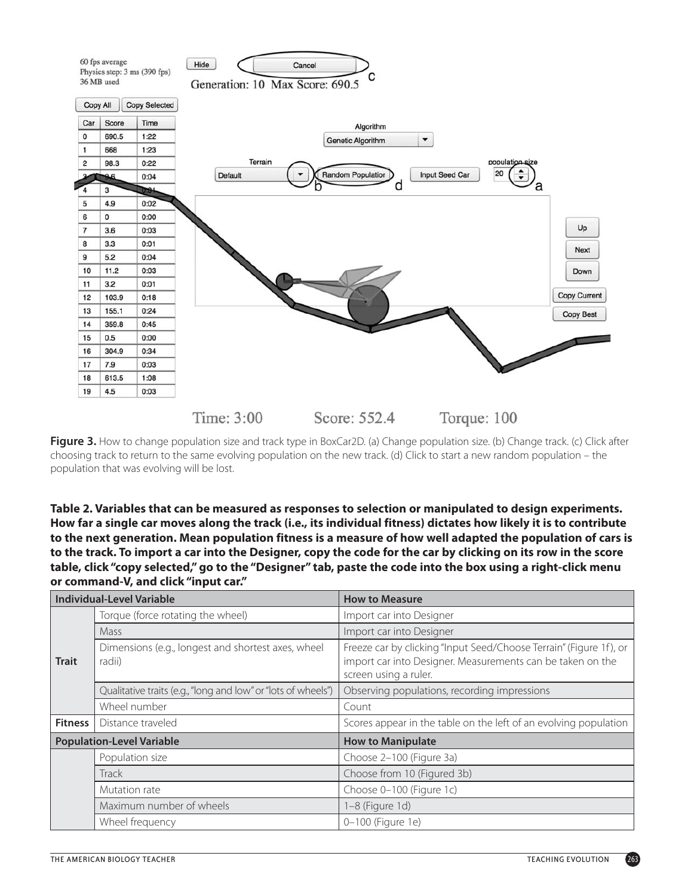**Figure 3.** How to change population size and track type in BoxCar2D. (a) Change population size. (b) Change track. (c) Click after choosing track to return to the same evolving population on the new track. (d) Click to start a new random population – the population that was evolving will be lost.

**Table 2. Variables that can be measured as responses to selection or manipulated to design experiments. How far a single car moves along the track (i.e., its individual fitness) dictates how likely it is to contribute to the next generation. Mean population fitness is a measure of how well adapted the population of cars is to the track. To import a car into the Designer, copy the code for the car by clicking on its row in the score table, click "copy selected," go to the "Designer" tab, paste the code into the box using a right-click menu or command-V, and click "input car."**

| Individual-Level Variable | | How to Measure |
|---|---|---|
| Trait | Torque (force rotating the wheel) | Import car into Designer |
| | Mass | Import car into Designer |
| | Dimensions (e.g., longest and shortest axes, wheel radii) | Freeze car by clicking "Input Seed/Choose Terrain" (Figure 1f), or import car into Designer. Measurements can be taken on the screen using a ruler. |
| | Qualitative traits (e.g., "long and low" or "lots of wheels") | Observing populations, recording impressions |
| | Wheel number | Count |
| Fitness | Distance traveled | Scores appear in the table on the left of an evolving population |
| **Population-Level Variable** | | **How to Manipulate** |
| | Population size | Choose 2–100 (Figure 3a) |
| | Track | Choose from 10 (Figured 3b) |
| | Mutation rate | Choose 0–100 (Figure 1c) |
| | Maximum number of wheels | 1–8 (Figure 1d) |
| | Wheel frequency | 0–100 (Figure 1e) |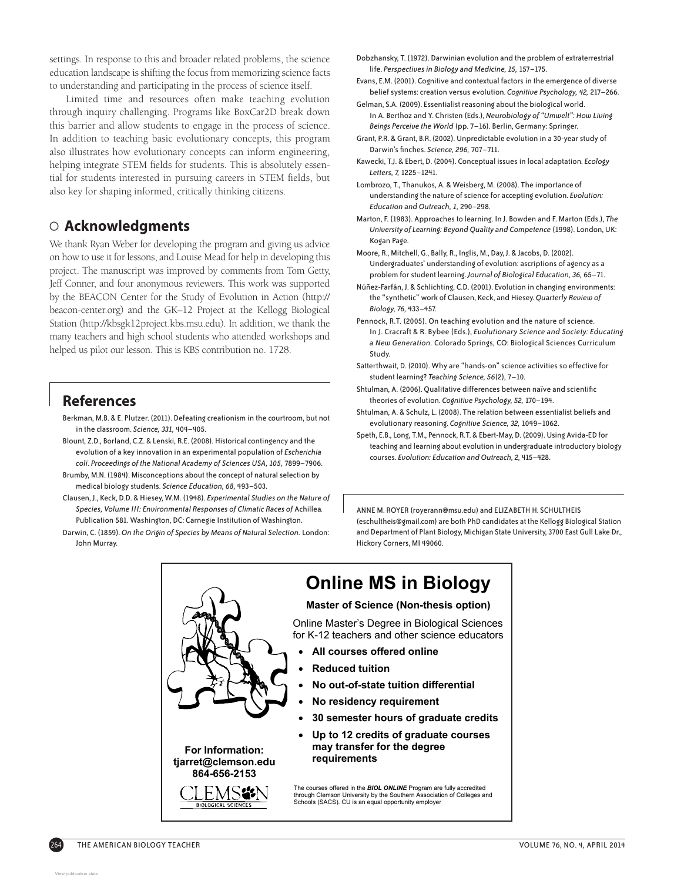settings. In response to this and broader related problems, the science education landscape is shifting the focus from memorizing science facts to understanding and participating in the process of science itself.

Limited time and resources often make teaching evolution through inquiry challenging. Programs like BoxCar2D break down this barrier and allow students to engage in the process of science. In addition to teaching basic evolutionary concepts, this program also illustrates how evolutionary concepts can inform engineering, helping integrate STEM fields for students. This is absolutely essential for students interested in pursuing careers in STEM fields, but also key for shaping informed, critically thinking citizens.

## Acknowledgments

We thank Ryan Weber for developing the program and giving us advice on how to use it for lessons, and Louise Mead for help in developing this project. The manuscript was improved by comments from Tom Getty, Jeff Conner, and four anonymous reviewers. This work was supported by the BEACON Center for the Study of Evolution in Action (http://beacon-center.org) and the GK–12 Project at the Kellogg Biological Station (http://kbsgk12project.kbs.msu.edu). In addition, we thank the many teachers and high school students who attended workshops and helped us pilot our lesson. This is KBS contribution no. 1728.

## References

Berkman, M.B. & E. Plutzer. (2011). Defeating creationism in the courtroom, but not in the classroom. *Science, 331,* 404–405.

Blount, Z.D., Borland, C.Z. & Lenski, R.E. (2008). Historical contingency and the evolution of a key innovation in an experimental population of *Escherichia coli*. *Proceedings of the National Academy of Sciences USA, 105,* 7899–7906.

Brumby, M.N. (1984). Misconceptions about the concept of natural selection by medical biology students. *Science Education, 68,* 493–503.

Clausen, J., Keck, D.D. & Hiesey, W.M. (1948). *Experimental Studies on the Nature of Species, Volume III: Environmental Responses of Climatic Races of* Achillea*.* Publication 581. Washington, DC: Carnegie Institution of Washington.

Darwin, C. (1859). *On the Origin of Species by Means of Natural Selection.* London: John Murray.

Dobzhansky, T. (1972). Darwinian evolution and the problem of extraterrestrial life. *Perspectives in Biology and Medicine, 15,* 157–175.

Evans, E.M. (2001). Cognitive and contextual factors in the emergence of diverse belief systems: creation versus evolution. *Cognitive Psychology, 42,* 217–266.

Gelman, S.A. (2009). Essentialist reasoning about the biological world. In A. Berthoz and Y. Christen (Eds.), *Neurobiology of "Umwelt": How Living Beings Perceive the World* (pp. 7–16). Berlin, Germany: Springer.

Grant, P.R. & Grant, B.R. (2002). Unpredictable evolution in a 30-year study of Darwin's finches. *Science, 296,* 707–711.

Kawecki, T.J. & Ebert, D. (2004). Conceptual issues in local adaptation. *Ecology Letters, 7,* 1225–1241.

Lombrozo, T., Thanukos, A. & Weisberg, M. (2008). The importance of understanding the nature of science for accepting evolution. *Evolution: Education and Outreach, 1,* 290–298.

Marton, F. (1983). Approaches to learning. In J. Bowden and F. Marton (Eds.), *The University of Learning: Beyond Quality and Competence* (1998). London, UK: Kogan Page.

Moore, R., Mitchell, G., Bally, R., Inglis, M., Day, J. & Jacobs, D. (2002). Undergraduates' understanding of evolution: ascriptions of agency as a problem for student learning. *Journal of Biological Education, 36,* 65–71.

Núñez-Farfán, J. & Schlichting, C.D. (2001). Evolution in changing environments: the "synthetic" work of Clausen, Keck, and Hiesey. *Quarterly Review of Biology, 76,* 433–457.

Pennock, R.T. (2005). On teaching evolution and the nature of science. In J. Cracraft & R. Bybee (Eds.), *Evolutionary Science and Society: Educating a New Generation.* Colorado Springs, CO: Biological Sciences Curriculum Study.

Satterthwait, D. (2010). Why are "hands-on" science activities so effective for student learning? *Teaching Science, 56*(2), 7–10.

Shtulman, A. (2006). Qualitative differences between naïve and scientific theories of evolution. *Cognitive Psychology, 52,* 170–194.

Shtulman, A. & Schulz, L. (2008). The relation between essentialist beliefs and evolutionary reasoning. *Cognitive Science, 32,* 1049–1062.

Speth, E.B., Long, T.M., Pennock, R.T. & Ebert-May, D. (2009). Using Avida-ED for teaching and learning about evolution in undergraduate introductory biology courses. *Evolution: Education and Outreach, 2,* 415–428.

ANNE M. ROYER (royerann@msu.edu) and ELIZABETH H. SCHULTHEIS (eschultheis@gmail.com) are both PhD candidates at the Kellogg Biological Station and Department of Plant Biology, Michigan State University, 3700 East Gull Lake Dr., Hickory Corners, MI 49060.

# Online MS in Biology

**Master of Science (Non-thesis option)**

Online Master's Degree in Biological Sciences for K-12 teachers and other science educators

- **All courses offered online**
- **Reduced tuition**
- **No out-of-state tuition differential**
- **No residency requirement**
- **30 semester hours of graduate credits**
- **Up to 12 credits of graduate courses may transfer for the degree requirements**

**For Information:**
**tjarret@clemson.edu**
**864-656-2153**

CLEMSON BIOLOGICAL SCIENCES

The courses offered in the ***BIOL ONLINE*** Program are fully accredited through Clemson University by the Southern Association of Colleges and Schools (SACS). CU is an equal opportunity employer